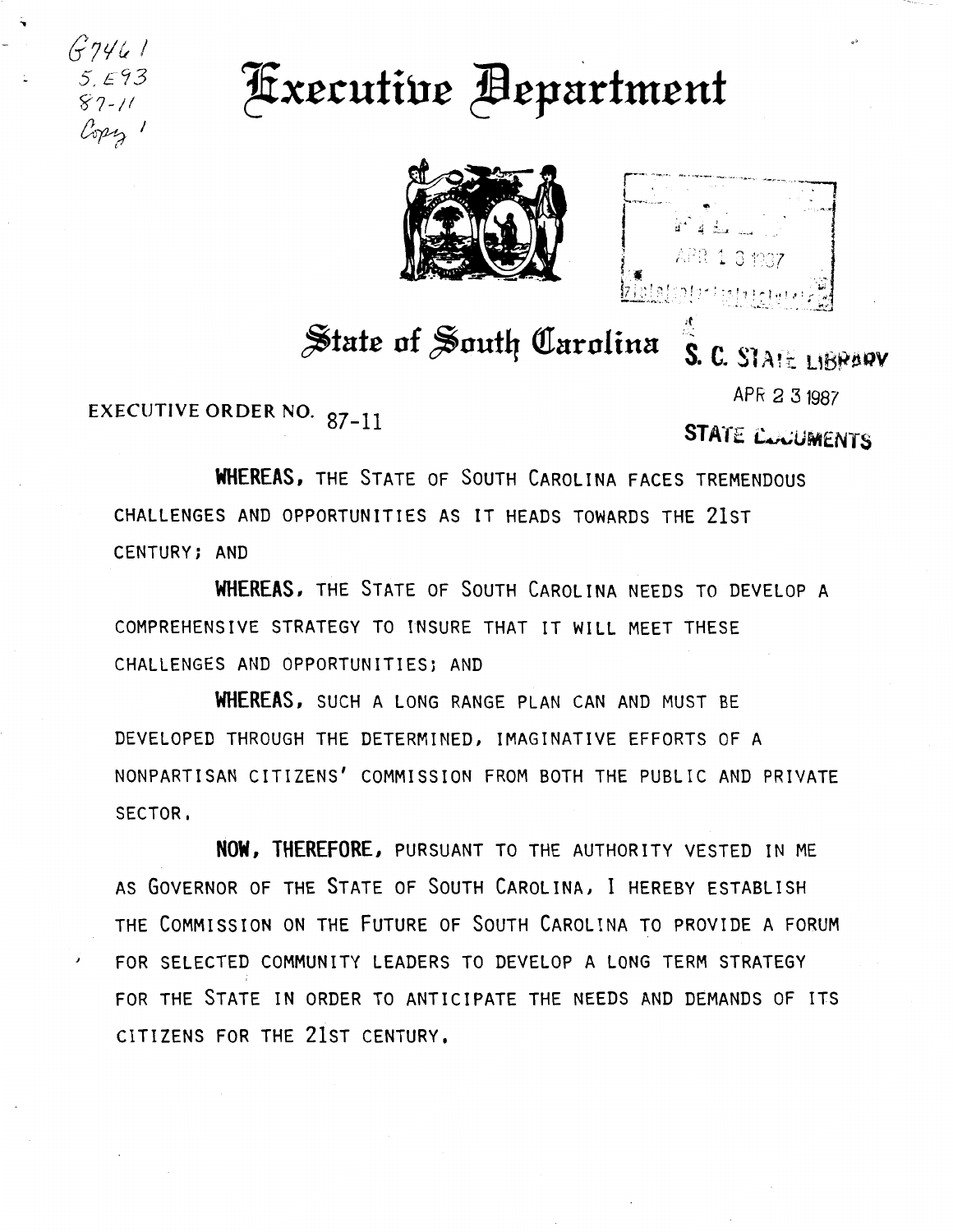# Executive Department

## State of South Carolina

EXECUTIVE ORDER NO. 87-11

**WHEREAS**, THE STATE OF SOUTH CAROLINA FACES TREMENDOUS CHALLENGES AND OPPORTUNITIES AS IT HEADS TOWARDS THE 21ST CENTURY; AND

**WHEREAS**, THE STATE OF SOUTH CAROLINA NEEDS TO DEVELOP A COMPREHENSIVE STRATEGY TO INSURE THAT IT WILL MEET THESE CHALLENGES AND OPPORTUNITIES; AND

**WHEREAS**, SUCH A LONG RANGE PLAN CAN AND MUST BE DEVELOPED THROUGH THE DETERMINED, IMAGINATIVE EFFORTS OF A NONPARTISAN CITIZENS' COMMISSION FROM BOTH THE PUBLIC AND PRIVATE SECTOR.

**NOW, THEREFORE**, PURSUANT TO THE AUTHORITY VESTED IN ME AS GOVERNOR OF THE STATE OF SOUTH CAROLINA, I HEREBY ESTABLISH THE COMMISSION ON THE FUTURE OF SOUTH CAROLINA TO PROVIDE A FORUM FOR SELECTED COMMUNITY LEADERS TO DEVELOP A LONG TERM STRATEGY FOR THE STATE IN ORDER TO ANTICIPATE THE NEEDS AND DEMANDS OF ITS CITIZENS FOR THE 21ST CENTURY.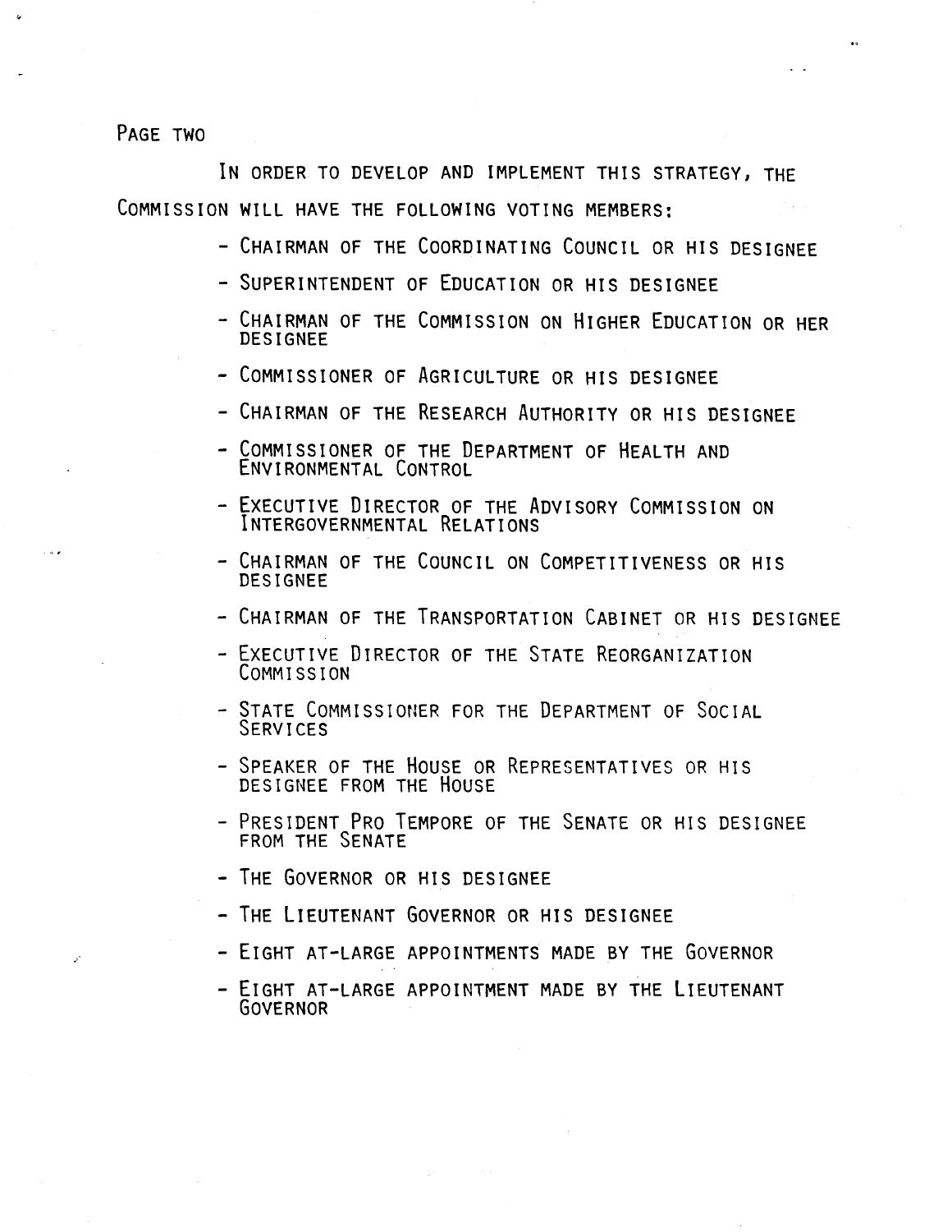PAGE TWO

IN ORDER TO DEVELOP AND IMPLEMENT THIS STRATEGY, THE COMMISSION WILL HAVE THE FOLLOWING VOTING MEMBERS:

- CHAIRMAN OF THE COORDINATING COUNCIL OR HIS DESIGNEE
- SUPERINTENDENT OF EDUCATION OR HIS DESIGNEE
- CHAIRMAN OF THE COMMISSION ON HIGHER EDUCATION OR HER DESIGNEE
- COMMISSIONER OF AGRICULTURE OR HIS DESIGNEE
- CHAIRMAN OF THE RESEARCH AUTHORITY OR HIS DESIGNEE
- COMMISSIONER OF THE DEPARTMENT OF HEALTH AND ENVIRONMENTAL CONTROL
- EXECUTIVE DIRECTOR OF THE ADVISORY COMMISSION ON INTERGOVERNMENTAL RELATIONS
- CHAIRMAN OF THE COUNCIL ON COMPETITIVENESS OR HIS DESIGNEE
- CHAIRMAN OF THE TRANSPORTATION CABINET OR HIS DESIGNEE
- EXECUTIVE DIRECTOR OF THE STATE REORGANIZATION COMMISSION
- STATE COMMISSIONER FOR THE DEPARTMENT OF SOCIAL SERVICES
- SPEAKER OF THE HOUSE OR REPRESENTATIVES OR HIS DESIGNEE FROM THE HOUSE
- PRESIDENT PRO TEMPORE OF THE SENATE OR HIS DESIGNEE FROM THE SENATE
- THE GOVERNOR OR HIS DESIGNEE
- THE LIEUTENANT GOVERNOR OR HIS DESIGNEE
- EIGHT AT-LARGE APPOINTMENTS MADE BY THE GOVERNOR
- EIGHT AT-LARGE APPOINTMENT MADE BY THE LIEUTENANT GOVERNOR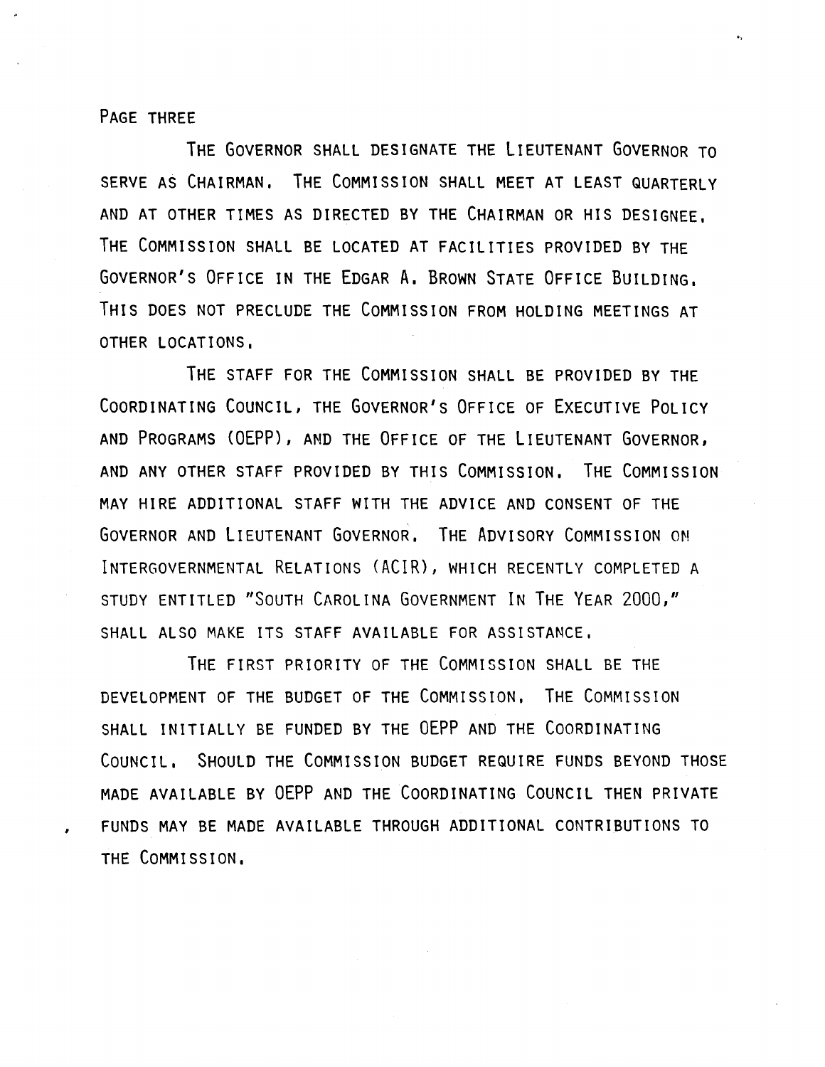The Governor shall designate the Lieutenant Governor to serve as Chairman. The Commission shall meet at least quarterly and at other times as directed by the Chairman or his designee. The Commission shall be located at facilities provided by the Governor's Office in the Edgar A. Brown State Office Building. This does not preclude the Commission from holding meetings at other locations.

The staff for the Commission shall be provided by the Coordinating Council, the Governor's Office of Executive Policy and Programs (OEPP), and the Office of the Lieutenant Governor, and any other staff provided by this Commission. The Commission may hire additional staff with the advice and consent of the Governor and Lieutenant Governor. The Advisory Commission on Intergovernmental Relations (ACIR), which recently completed a study entitled "South Carolina Government In The Year 2000," shall also make its staff available for assistance.

The first priority of the Commission shall be the development of the budget of the Commission. The Commission shall initially be funded by the OEPP and the Coordinating Council. Should the Commission budget require funds beyond those made available by OEPP and the Coordinating Council then private funds may be made available through additional contributions to the Commission.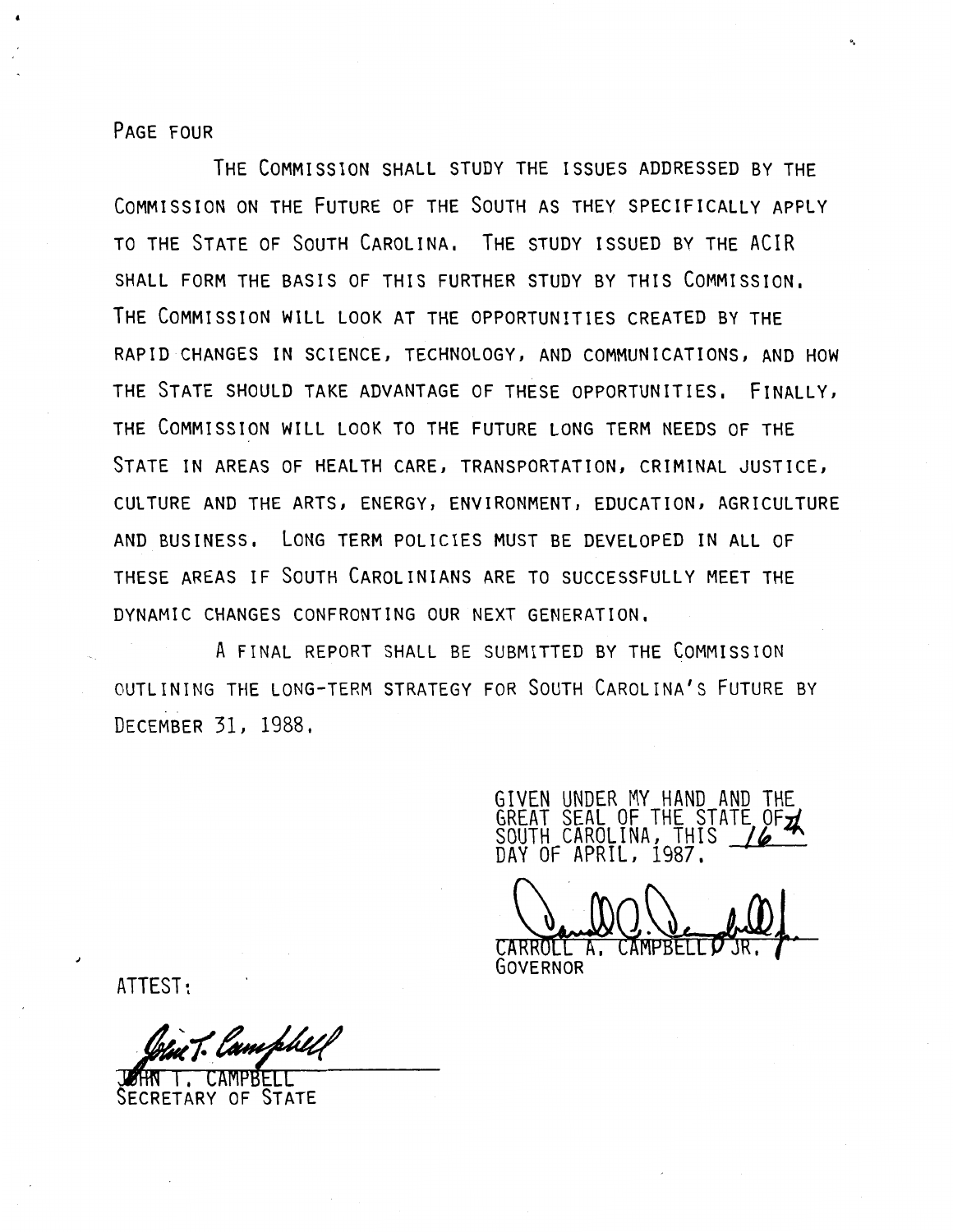PAGE FOUR

THE COMMISSION SHALL STUDY THE ISSUES ADDRESSED BY THE COMMISSION ON THE FUTURE OF THE SOUTH AS THEY SPECIFICALLY APPLY TO THE STATE OF SOUTH CAROLINA. THE STUDY ISSUED BY THE ACIR SHALL FORM THE BASIS OF THIS FURTHER STUDY BY THIS COMMISSION. THE COMMISSION WILL LOOK AT THE OPPORTUNITIES CREATED BY THE RAPID CHANGES IN SCIENCE, TECHNOLOGY, AND COMMUNICATIONS, AND HOW THE STATE SHOULD TAKE ADVANTAGE OF THESE OPPORTUNITIES. FINALLY, THE COMMISSION WILL LOOK TO THE FUTURE LONG TERM NEEDS OF THE STATE IN AREAS OF HEALTH CARE, TRANSPORTATION, CRIMINAL JUSTICE, CULTURE AND THE ARTS, ENERGY, ENVIRONMENT, EDUCATION, AGRICULTURE AND BUSINESS. LONG TERM POLICIES MUST BE DEVELOPED IN ALL OF THESE AREAS IF SOUTH CAROLINIANS ARE TO SUCCESSFULLY MEET THE DYNAMIC CHANGES CONFRONTING OUR NEXT GENERATION.

A FINAL REPORT SHALL BE SUBMITTED BY THE COMMISSION OUTLINING THE LONG-TERM STRATEGY FOR SOUTH CAROLINA'S FUTURE BY DECEMBER 31, 1988.

GIVEN UNDER MY HAND AND THE GREAT SEAL OF THE STATE OF SOUTH CAROLINA, THIS 16th DAY OF APRIL, 1987.

CARROLL A. CAMPBELL, JR.
GOVERNOR

ATTEST:

JOHN T. CAMPBELL
SECRETARY OF STATE